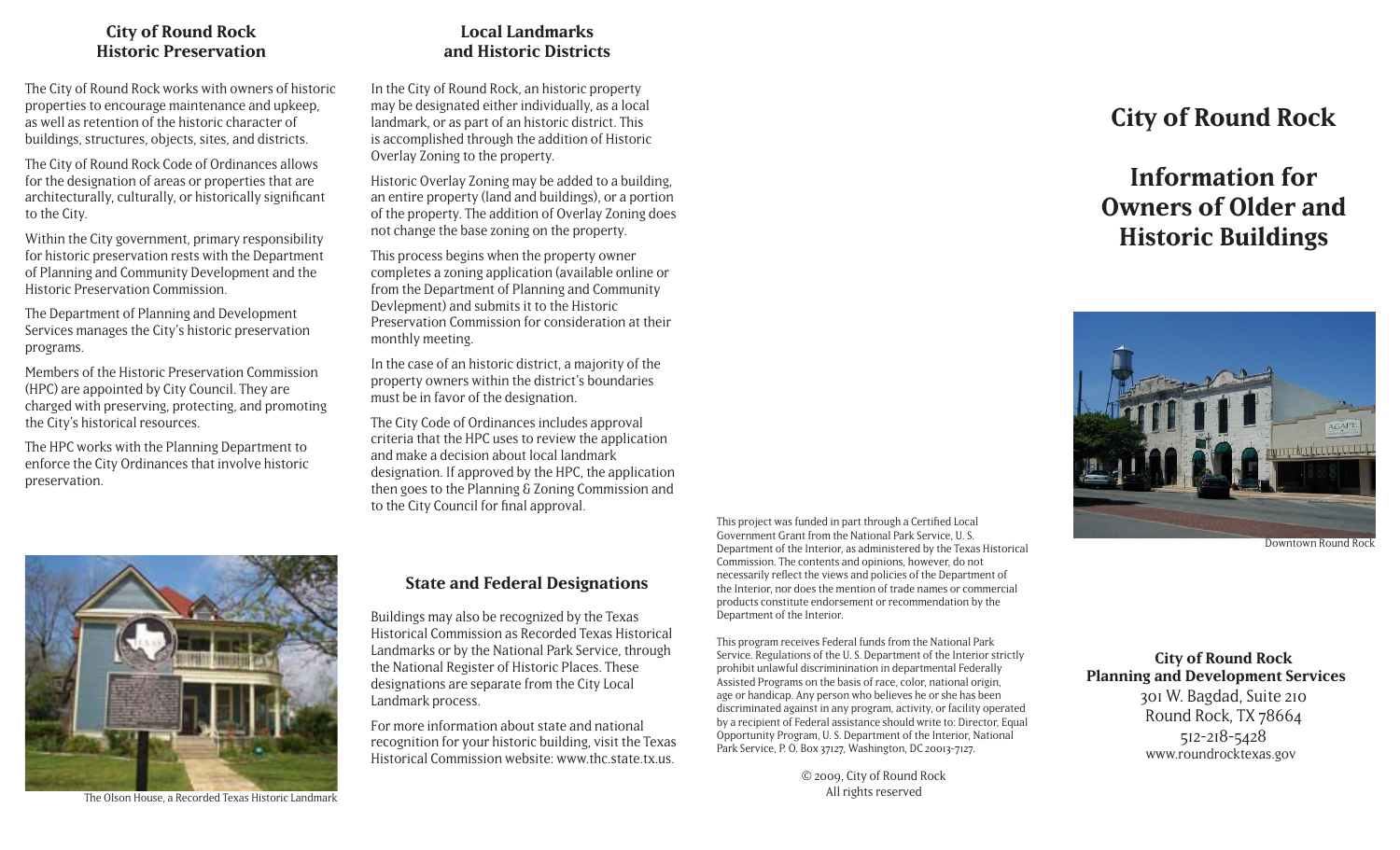## City of Round Rock Historic Preservation

The City of Round Rock works with owners of historic properties to encourage maintenance and upkeep, as well as retention of the historic character of buildings, structures, objects, sites, and districts.

The City of Round Rock Code of Ordinances allows for the designation of areas or properties that are architecturally, culturally, or historically significant to the City.

Within the City government, primary responsibility for historic preservation rests with the Department of Planning and Community Development and the Historic Preservation Commission.

The Department of Planning and Development Services manages the City's historic preservation programs.

Members of the Historic Preservation Commission (HPC) are appointed by City Council. They are charged with preserving, protecting, and promoting the City's historical resources.

The HPC works with the Planning Department to enforce the City Ordinances that involve historic preservation.

The Olson House, a Recorded Texas Historic Landmark

## Local Landmarks and Historic Districts

In the City of Round Rock, an historic property may be designated either individually, as a local landmark, or as part of an historic district. This is accomplished through the addition of Historic Overlay Zoning to the property.

Historic Overlay Zoning may be added to a building, an entire property (land and buildings), or a portion of the property. The addition of Overlay Zoning does not change the base zoning on the property.

This process begins when the property owner completes a zoning application (available online or from the Department of Planning and Community Devlepment) and submits it to the Historic Preservation Commission for consideration at their monthly meeting.

In the case of an historic district, a majority of the property owners within the district's boundaries must be in favor of the designation.

The City Code of Ordinances includes approval criteria that the HPC uses to review the application and make a decision about local landmark designation. If approved by the HPC, the application then goes to the Planning & Zoning Commission and to the City Council for final approval.

## State and Federal Designations

Buildings may also be recognized by the Texas Historical Commission as Recorded Texas Historical Landmarks or by the National Park Service, through the National Register of Historic Places. These designations are separate from the City Local Landmark process.

For more information about state and national recognition for your historic building, visit the Texas Historical Commission website: www.thc.state.tx.us.

This project was funded in part through a Certified Local Government Grant from the National Park Service, U. S. Department of the Interior, as administered by the Texas Historical Commission. The contents and opinions, however, do not necessarily reflect the views and policies of the Department of the Interior, nor does the mention of trade names or commercial products constitute endorsement or recommendation by the Department of the Interior.

This program receives Federal funds from the National Park Service. Regulations of the U. S. Department of the Interior strictly prohibit unlawful discriminination in departmental Federally Assisted Programs on the basis of race, color, national origin, age or handicap. Any person who believes he or she has been discriminated against in any program, activity, or facility operated by a recipient of Federal assistance should write to: Director, Equal Opportunity Program, U. S. Department of the Interior, National Park Service, P. O. Box 37127, Washington, DC 20013-7127.

© 2009, City of Round Rock
All rights reserved

# City of Round Rock

# Information for Owners of Older and Historic Buildings

Downtown Round Rock

**City of Round Rock**
**Planning and Development Services**
301 W. Bagdad, Suite 210
Round Rock, TX 78664
512-218-5428
www.roundrocktexas.gov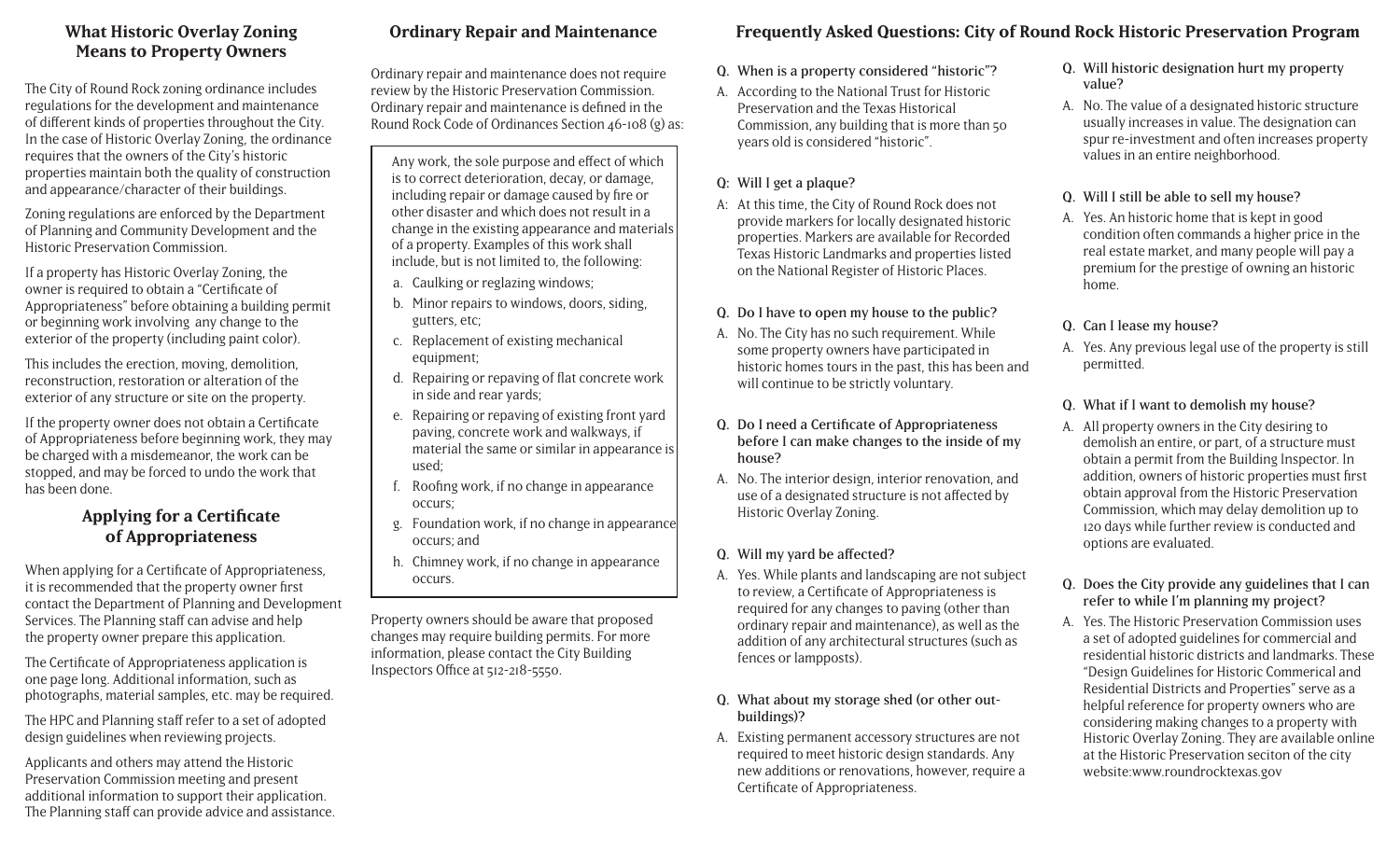## What Historic Overlay Zoning Means to Property Owners

The City of Round Rock zoning ordinance includes regulations for the development and maintenance of different kinds of properties throughout the City. In the case of Historic Overlay Zoning, the ordinance requires that the owners of the City's historic properties maintain both the quality of construction and appearance/character of their buildings.

Zoning regulations are enforced by the Department of Planning and Community Development and the Historic Preservation Commission.

If a property has Historic Overlay Zoning, the owner is required to obtain a "Certificate of Appropriateness" before obtaining a building permit or beginning work involving any change to the exterior of the property (including paint color).

This includes the erection, moving, demolition, reconstruction, restoration or alteration of the exterior of any structure or site on the property.

If the property owner does not obtain a Certificate of Appropriateness before beginning work, they may be charged with a misdemeanor, the work can be stopped, and may be forced to undo the work that has been done.

## Applying for a Certificate of Appropriateness

When applying for a Certificate of Appropriateness, it is recommended that the property owner first contact the Department of Planning and Development Services. The Planning staff can advise and help the property owner prepare this application.

The Certificate of Appropriateness application is one page long. Additional information, such as photographs, material samples, etc. may be required.

The HPC and Planning staff refer to a set of adopted design guidelines when reviewing projects.

Applicants and others may attend the Historic Preservation Commission meeting and present additional information to support their application. The Planning staff can provide advice and assistance.

## Ordinary Repair and Maintenance

Ordinary repair and maintenance does not require review by the Historic Preservation Commission. Ordinary repair and maintenance is defined in the Round Rock Code of Ordinances Section 46-108 (g) as:

> Any work, the sole purpose and effect of which is to correct deterioration, decay, or damage, including repair or damage caused by fire or other disaster and which does not result in a change in the existing appearance and materials of a property. Examples of this work shall include, but is not limited to, the following:
>
> a. Caulking or reglazing windows;
> b. Minor repairs to windows, doors, siding, gutters, etc;
> c. Replacement of existing mechanical equipment;
> d. Repairing or repaving of flat concrete work in side and rear yards;
> e. Repairing or repaving of existing front yard paving, concrete work and walkways, if material the same or similar in appearance is used;
> f. Roofing work, if no change in appearance occurs;
> g. Foundation work, if no change in appearance occurs; and
> h. Chimney work, if no change in appearance occurs.

Property owners should be aware that proposed changes may require building permits. For more information, please contact the City Building Inspectors Office at 512-218-5550.

## Frequently Asked Questions: City of Round Rock Historic Preservation Program

**Q. When is a property considered "historic"?**

A. According to the National Trust for Historic Preservation and the Texas Historical Commission, any building that is more than 50 years old is considered "historic".

**Q: Will I get a plaque?**

A: At this time, the City of Round Rock does not provide markers for locally designated historic properties. Markers are available for Recorded Texas Historic Landmarks and properties listed on the National Register of Historic Places.

**Q. Do I have to open my house to the public?**

A. No. The City has no such requirement. While some property owners have participated in historic homes tours in the past, this has been and will continue to be strictly voluntary.

**Q. Do I need a Certificate of Appropriateness before I can make changes to the inside of my house?**

A. No. The interior design, interior renovation, and use of a designated structure is not affected by Historic Overlay Zoning.

**Q. Will my yard be affected?**

A. Yes. While plants and landscaping are not subject to review, a Certificate of Appropriateness is required for any changes to paving (other than ordinary repair and maintenance), as well as the addition of any architectural structures (such as fences or lampposts).

**Q. What about my storage shed (or other out-buildings)?**

A. Existing permanent accessory structures are not required to meet historic design standards. Any new additions or renovations, however, require a Certificate of Appropriateness.

**Q. Will historic designation hurt my property value?**

A. No. The value of a designated historic structure usually increases in value. The designation can spur re-investment and often increases property values in an entire neighborhood.

**Q. Will I still be able to sell my house?**

A. Yes. An historic home that is kept in good condition often commands a higher price in the real estate market, and many people will pay a premium for the prestige of owning an historic home.

**Q. Can I lease my house?**

A. Yes. Any previous legal use of the property is still permitted.

**Q. What if I want to demolish my house?**

A. All property owners in the City desiring to demolish an entire, or part, of a structure must obtain a permit from the Building Inspector. In addition, owners of historic properties must first obtain approval from the Historic Preservation Commission, which may delay demolition up to 120 days while further review is conducted and options are evaluated.

**Q. Does the City provide any guidelines that I can refer to while I'm planning my project?**

A. Yes. The Historic Preservation Commission uses a set of adopted guidelines for commercial and residential historic districts and landmarks. These "Design Guidelines for Historic Commerical and Residential Districts and Properties" serve as a helpful reference for property owners who are considering making changes to a property with Historic Overlay Zoning. They are available online at the Historic Preservation seciton of the city website:www.roundrocktexas.gov